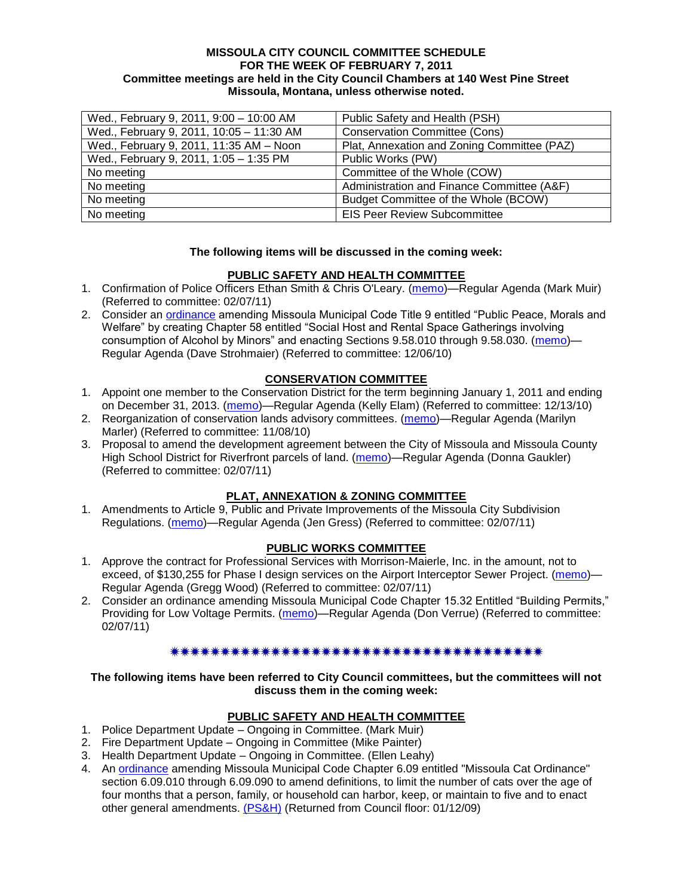**MISSOULA CITY COUNCIL COMMITTEE SCHEDULE**
**FOR THE WEEK OF FEBRUARY 7, 2011**
**Committee meetings are held in the City Council Chambers at 140 West Pine Street Missoula, Montana, unless otherwise noted.**

| | |
|---|---|
| Wed., February 9, 2011, 9:00 – 10:00 AM | Public Safety and Health (PSH) |
| Wed., February 9, 2011, 10:05 – 11:30 AM | Conservation Committee (Cons) |
| Wed., February 9, 2011, 11:35 AM – Noon | Plat, Annexation and Zoning Committee (PAZ) |
| Wed., February 9, 2011, 1:05 – 1:35 PM | Public Works (PW) |
| No meeting | Committee of the Whole (COW) |
| No meeting | Administration and Finance Committee (A&F) |
| No meeting | Budget Committee of the Whole (BCOW) |
| No meeting | EIS Peer Review Subcommittee |

**The following items will be discussed in the coming week:**

**PUBLIC SAFETY AND HEALTH COMMITTEE**

1. Confirmation of Police Officers Ethan Smith & Chris O'Leary. (memo)—Regular Agenda (Mark Muir) (Referred to committee: 02/07/11)
2. Consider an ordinance amending Missoula Municipal Code Title 9 entitled "Public Peace, Morals and Welfare" by creating Chapter 58 entitled "Social Host and Rental Space Gatherings involving consumption of Alcohol by Minors" and enacting Sections 9.58.010 through 9.58.030. (memo)—Regular Agenda (Dave Strohmaier) (Referred to committee: 12/06/10)

**CONSERVATION COMMITTEE**

1. Appoint one member to the Conservation District for the term beginning January 1, 2011 and ending on December 31, 2013. (memo)—Regular Agenda (Kelly Elam) (Referred to committee: 12/13/10)
2. Reorganization of conservation lands advisory committees. (memo)—Regular Agenda (Marilyn Marler) (Referred to committee: 11/08/10)
3. Proposal to amend the development agreement between the City of Missoula and Missoula County High School District for Riverfront parcels of land. (memo)—Regular Agenda (Donna Gaukler) (Referred to committee: 02/07/11)

**PLAT, ANNEXATION & ZONING COMMITTEE**

1. Amendments to Article 9, Public and Private Improvements of the Missoula City Subdivision Regulations. (memo)—Regular Agenda (Jen Gress) (Referred to committee: 02/07/11)

**PUBLIC WORKS COMMITTEE**

1. Approve the contract for Professional Services with Morrison-Maierle, Inc. in the amount, not to exceed, of $130,255 for Phase I design services on the Airport Interceptor Sewer Project. (memo)—Regular Agenda (Gregg Wood) (Referred to committee: 02/07/11)
2. Consider an ordinance amending Missoula Municipal Code Chapter 15.32 Entitled "Building Permits," Providing for Low Voltage Permits. (memo)—Regular Agenda (Don Verrue) (Referred to committee: 02/07/11)

✷✷✷✷✷✷✷✷✷✷✷✷✷✷✷✷✷✷✷✷✷✷✷✷✷✷✷✷✷✷✷✷✷✷✷✷✷✷

**The following items have been referred to City Council committees, but the committees will not discuss them in the coming week:**

**PUBLIC SAFETY AND HEALTH COMMITTEE**

1. Police Department Update – Ongoing in Committee. (Mark Muir)
2. Fire Department Update – Ongoing in Committee (Mike Painter)
3. Health Department Update – Ongoing in Committee. (Ellen Leahy)
4. An ordinance amending Missoula Municipal Code Chapter 6.09 entitled "Missoula Cat Ordinance" section 6.09.010 through 6.09.090 to amend definitions, to limit the number of cats over the age of four months that a person, family, or household can harbor, keep, or maintain to five and to enact other general amendments. (PS&H) (Returned from Council floor: 01/12/09)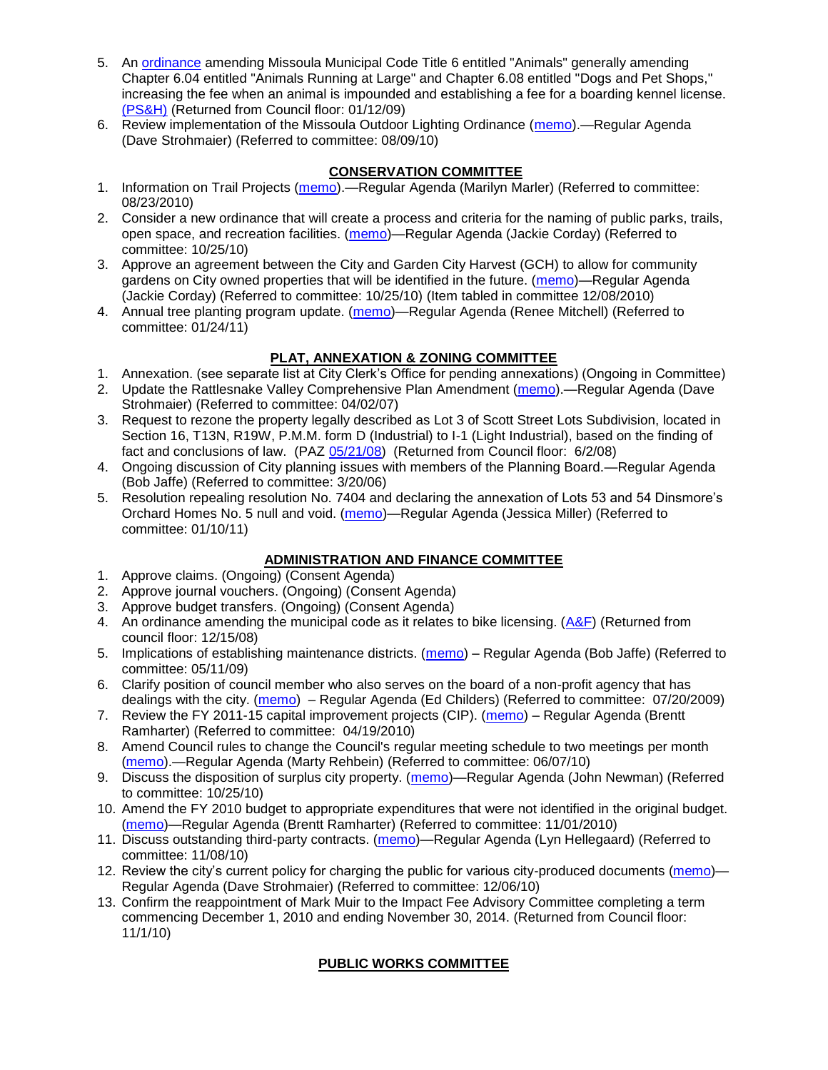5. An ordinance amending Missoula Municipal Code Title 6 entitled "Animals" generally amending Chapter 6.04 entitled "Animals Running at Large" and Chapter 6.08 entitled "Dogs and Pet Shops," increasing the fee when an animal is impounded and establishing a fee for a boarding kennel license. (PS&H) (Returned from Council floor: 01/12/09)
6. Review implementation of the Missoula Outdoor Lighting Ordinance (memo).—Regular Agenda (Dave Strohmaier) (Referred to committee: 08/09/10)

## CONSERVATION COMMITTEE

1. Information on Trail Projects (memo).—Regular Agenda (Marilyn Marler) (Referred to committee: 08/23/2010)
2. Consider a new ordinance that will create a process and criteria for the naming of public parks, trails, open space, and recreation facilities. (memo)—Regular Agenda (Jackie Corday) (Referred to committee: 10/25/10)
3. Approve an agreement between the City and Garden City Harvest (GCH) to allow for community gardens on City owned properties that will be identified in the future. (memo)—Regular Agenda (Jackie Corday) (Referred to committee: 10/25/10) (Item tabled in committee 12/08/2010)
4. Annual tree planting program update. (memo)—Regular Agenda (Renee Mitchell) (Referred to committee: 01/24/11)

## PLAT, ANNEXATION & ZONING COMMITTEE

1. Annexation. (see separate list at City Clerk's Office for pending annexations) (Ongoing in Committee)
2. Update the Rattlesnake Valley Comprehensive Plan Amendment (memo).—Regular Agenda (Dave Strohmaier) (Referred to committee: 04/02/07)
3. Request to rezone the property legally described as Lot 3 of Scott Street Lots Subdivision, located in Section 16, T13N, R19W, P.M.M. form D (Industrial) to I-1 (Light Industrial), based on the finding of fact and conclusions of law. (PAZ 05/21/08) (Returned from Council floor: 6/2/08)
4. Ongoing discussion of City planning issues with members of the Planning Board.—Regular Agenda (Bob Jaffe) (Referred to committee: 3/20/06)
5. Resolution repealing resolution No. 7404 and declaring the annexation of Lots 53 and 54 Dinsmore's Orchard Homes No. 5 null and void. (memo)—Regular Agenda (Jessica Miller) (Referred to committee: 01/10/11)

## ADMINISTRATION AND FINANCE COMMITTEE

1. Approve claims. (Ongoing) (Consent Agenda)
2. Approve journal vouchers. (Ongoing) (Consent Agenda)
3. Approve budget transfers. (Ongoing) (Consent Agenda)
4. An ordinance amending the municipal code as it relates to bike licensing. (A&F) (Returned from council floor: 12/15/08)
5. Implications of establishing maintenance districts. (memo) – Regular Agenda (Bob Jaffe) (Referred to committee: 05/11/09)
6. Clarify position of council member who also serves on the board of a non-profit agency that has dealings with the city. (memo) – Regular Agenda (Ed Childers) (Referred to committee: 07/20/2009)
7. Review the FY 2011-15 capital improvement projects (CIP). (memo) – Regular Agenda (Brentt Ramharter) (Referred to committee: 04/19/2010)
8. Amend Council rules to change the Council's regular meeting schedule to two meetings per month (memo).—Regular Agenda (Marty Rehbein) (Referred to committee: 06/07/10)
9. Discuss the disposition of surplus city property. (memo)—Regular Agenda (John Newman) (Referred to committee: 10/25/10)
10. Amend the FY 2010 budget to appropriate expenditures that were not identified in the original budget. (memo)—Regular Agenda (Brentt Ramharter) (Referred to committee: 11/01/2010)
11. Discuss outstanding third-party contracts. (memo)—Regular Agenda (Lyn Hellegaard) (Referred to committee: 11/08/10)
12. Review the city's current policy for charging the public for various city-produced documents (memo)—Regular Agenda (Dave Strohmaier) (Referred to committee: 12/06/10)
13. Confirm the reappointment of Mark Muir to the Impact Fee Advisory Committee completing a term commencing December 1, 2010 and ending November 30, 2014. (Returned from Council floor: 11/1/10)

## PUBLIC WORKS COMMITTEE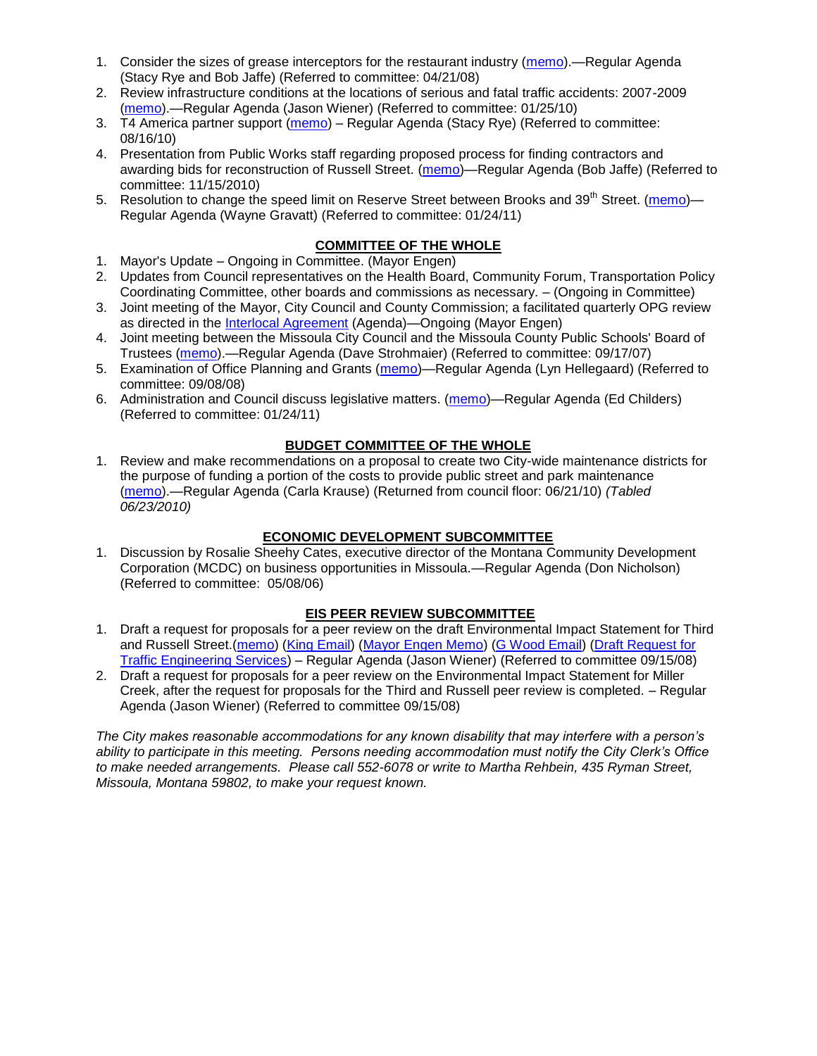1. Consider the sizes of grease interceptors for the restaurant industry (memo).—Regular Agenda (Stacy Rye and Bob Jaffe) (Referred to committee: 04/21/08)
2. Review infrastructure conditions at the locations of serious and fatal traffic accidents: 2007-2009 (memo).—Regular Agenda (Jason Wiener) (Referred to committee: 01/25/10)
3. T4 America partner support (memo) – Regular Agenda (Stacy Rye) (Referred to committee: 08/16/10)
4. Presentation from Public Works staff regarding proposed process for finding contractors and awarding bids for reconstruction of Russell Street. (memo)—Regular Agenda (Bob Jaffe) (Referred to committee: 11/15/2010)
5. Resolution to change the speed limit on Reserve Street between Brooks and 39th Street. (memo)—Regular Agenda (Wayne Gravatt) (Referred to committee: 01/24/11)

**COMMITTEE OF THE WHOLE**

1. Mayor's Update – Ongoing in Committee. (Mayor Engen)
2. Updates from Council representatives on the Health Board, Community Forum, Transportation Policy Coordinating Committee, other boards and commissions as necessary. – (Ongoing in Committee)
3. Joint meeting of the Mayor, City Council and County Commission; a facilitated quarterly OPG review as directed in the Interlocal Agreement (Agenda)—Ongoing (Mayor Engen)
4. Joint meeting between the Missoula City Council and the Missoula County Public Schools' Board of Trustees (memo).—Regular Agenda (Dave Strohmaier) (Referred to committee: 09/17/07)
5. Examination of Office Planning and Grants (memo)—Regular Agenda (Lyn Hellegaard) (Referred to committee: 09/08/08)
6. Administration and Council discuss legislative matters. (memo)—Regular Agenda (Ed Childers) (Referred to committee: 01/24/11)

**BUDGET COMMITTEE OF THE WHOLE**

1. Review and make recommendations on a proposal to create two City-wide maintenance districts for the purpose of funding a portion of the costs to provide public street and park maintenance (memo).—Regular Agenda (Carla Krause) (Returned from council floor: 06/21/10) *(Tabled 06/23/2010)*

**ECONOMIC DEVELOPMENT SUBCOMMITTEE**

1. Discussion by Rosalie Sheehy Cates, executive director of the Montana Community Development Corporation (MCDC) on business opportunities in Missoula.—Regular Agenda (Don Nicholson) (Referred to committee: 05/08/06)

**EIS PEER REVIEW SUBCOMMITTEE**

1. Draft a request for proposals for a peer review on the draft Environmental Impact Statement for Third and Russell Street.(memo) (King Email) (Mayor Engen Memo) (G Wood Email) (Draft Request for Traffic Engineering Services) – Regular Agenda (Jason Wiener) (Referred to committee 09/15/08)
2. Draft a request for proposals for a peer review on the Environmental Impact Statement for Miller Creek, after the request for proposals for the Third and Russell peer review is completed. – Regular Agenda (Jason Wiener) (Referred to committee 09/15/08)

*The City makes reasonable accommodations for any known disability that may interfere with a person's ability to participate in this meeting. Persons needing accommodation must notify the City Clerk's Office to make needed arrangements. Please call 552-6078 or write to Martha Rehbein, 435 Ryman Street, Missoula, Montana 59802, to make your request known.*